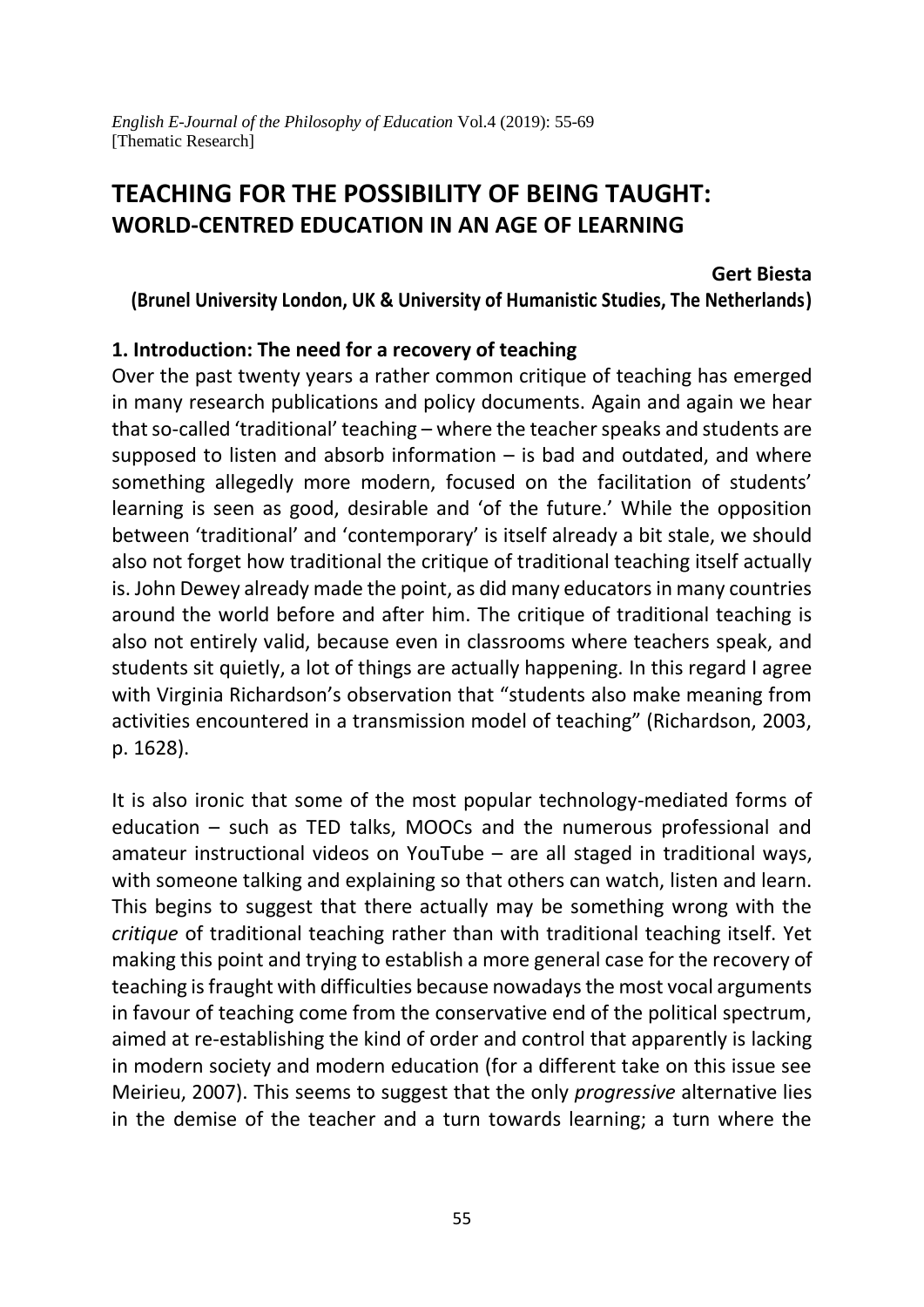# TEACHING FOR THE POSSIBILITY OF BEING TAUGHT: WORLD-CENTRED EDUCATION IN AN AGE OF LEARNING

**Gert Biesta**

**(Brunel University London, UK & University of Humanistic Studies, The Netherlands)**

## 1. Introduction: The need for a recovery of teaching

Over the past twenty years a rather common critique of teaching has emerged in many research publications and policy documents. Again and again we hear that so-called 'traditional' teaching – where the teacher speaks and students are supposed to listen and absorb information – is bad and outdated, and where something allegedly more modern, focused on the facilitation of students' learning is seen as good, desirable and 'of the future.' While the opposition between 'traditional' and 'contemporary' is itself already a bit stale, we should also not forget how traditional the critique of traditional teaching itself actually is. John Dewey already made the point, as did many educators in many countries around the world before and after him. The critique of traditional teaching is also not entirely valid, because even in classrooms where teachers speak, and students sit quietly, a lot of things are actually happening. In this regard I agree with Virginia Richardson's observation that "students also make meaning from activities encountered in a transmission model of teaching" (Richardson, 2003, p. 1628).

It is also ironic that some of the most popular technology-mediated forms of education – such as TED talks, MOOCs and the numerous professional and amateur instructional videos on YouTube – are all staged in traditional ways, with someone talking and explaining so that others can watch, listen and learn. This begins to suggest that there actually may be something wrong with the *critique* of traditional teaching rather than with traditional teaching itself. Yet making this point and trying to establish a more general case for the recovery of teaching is fraught with difficulties because nowadays the most vocal arguments in favour of teaching come from the conservative end of the political spectrum, aimed at re-establishing the kind of order and control that apparently is lacking in modern society and modern education (for a different take on this issue see Meirieu, 2007). This seems to suggest that the only *progressive* alternative lies in the demise of the teacher and a turn towards learning; a turn where the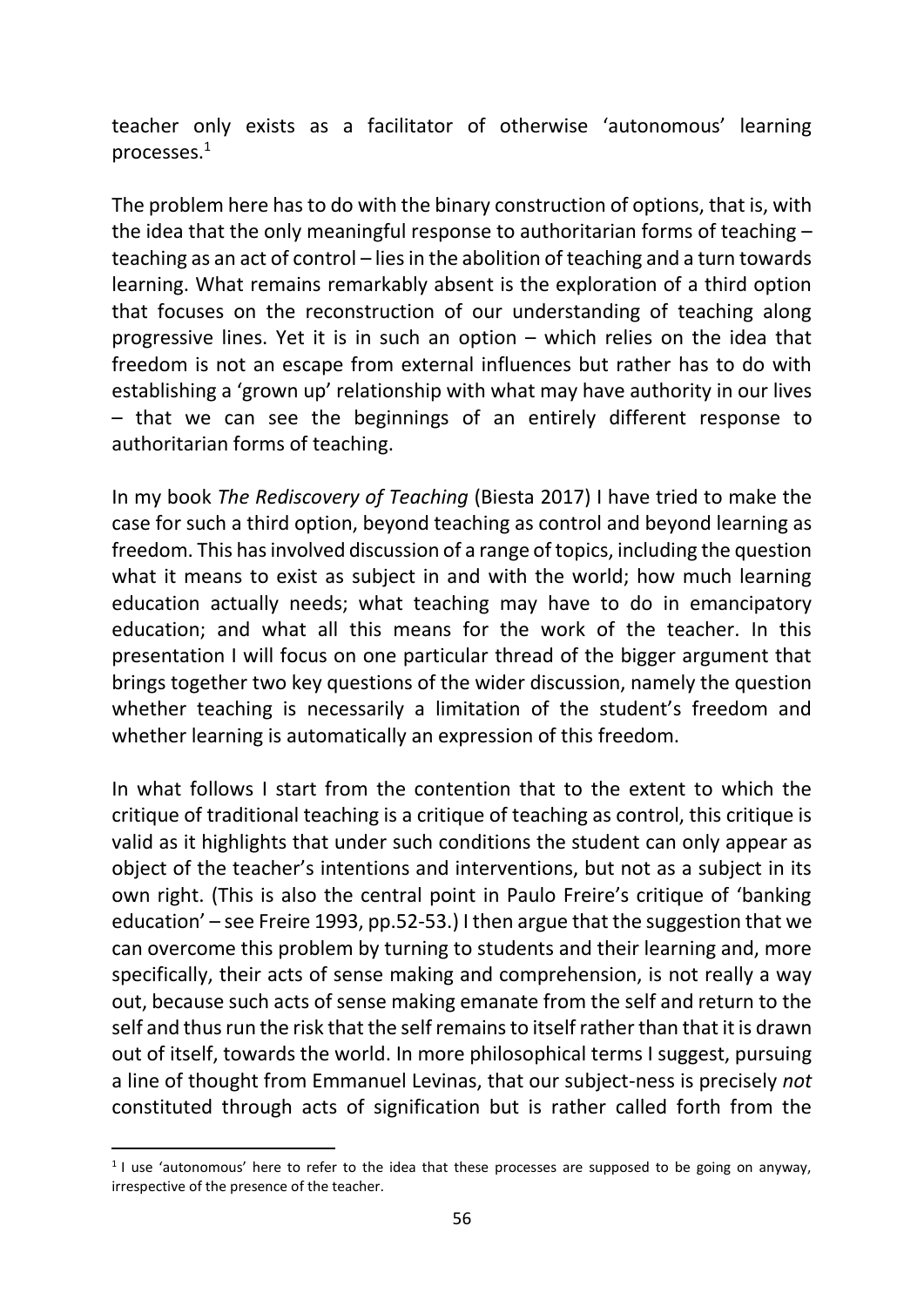teacher only exists as a facilitator of otherwise 'autonomous' learning processes.[1]

The problem here has to do with the binary construction of options, that is, with the idea that the only meaningful response to authoritarian forms of teaching – teaching as an act of control – lies in the abolition of teaching and a turn towards learning. What remains remarkably absent is the exploration of a third option that focuses on the reconstruction of our understanding of teaching along progressive lines. Yet it is in such an option – which relies on the idea that freedom is not an escape from external influences but rather has to do with establishing a 'grown up' relationship with what may have authority in our lives – that we can see the beginnings of an entirely different response to authoritarian forms of teaching.

In my book *The Rediscovery of Teaching* (Biesta 2017) I have tried to make the case for such a third option, beyond teaching as control and beyond learning as freedom. This has involved discussion of a range of topics, including the question what it means to exist as subject in and with the world; how much learning education actually needs; what teaching may have to do in emancipatory education; and what all this means for the work of the teacher. In this presentation I will focus on one particular thread of the bigger argument that brings together two key questions of the wider discussion, namely the question whether teaching is necessarily a limitation of the student's freedom and whether learning is automatically an expression of this freedom.

In what follows I start from the contention that to the extent to which the critique of traditional teaching is a critique of teaching as control, this critique is valid as it highlights that under such conditions the student can only appear as object of the teacher's intentions and interventions, but not as a subject in its own right. (This is also the central point in Paulo Freire's critique of 'banking education' – see Freire 1993, pp.52-53.) I then argue that the suggestion that we can overcome this problem by turning to students and their learning and, more specifically, their acts of sense making and comprehension, is not really a way out, because such acts of sense making emanate from the self and return to the self and thus run the risk that the self remains to itself rather than that it is drawn out of itself, towards the world. In more philosophical terms I suggest, pursuing a line of thought from Emmanuel Levinas, that our subject-ness is precisely *not* constituted through acts of signification but is rather called forth from the

[1] I use 'autonomous' here to refer to the idea that these processes are supposed to be going on anyway, irrespective of the presence of the teacher.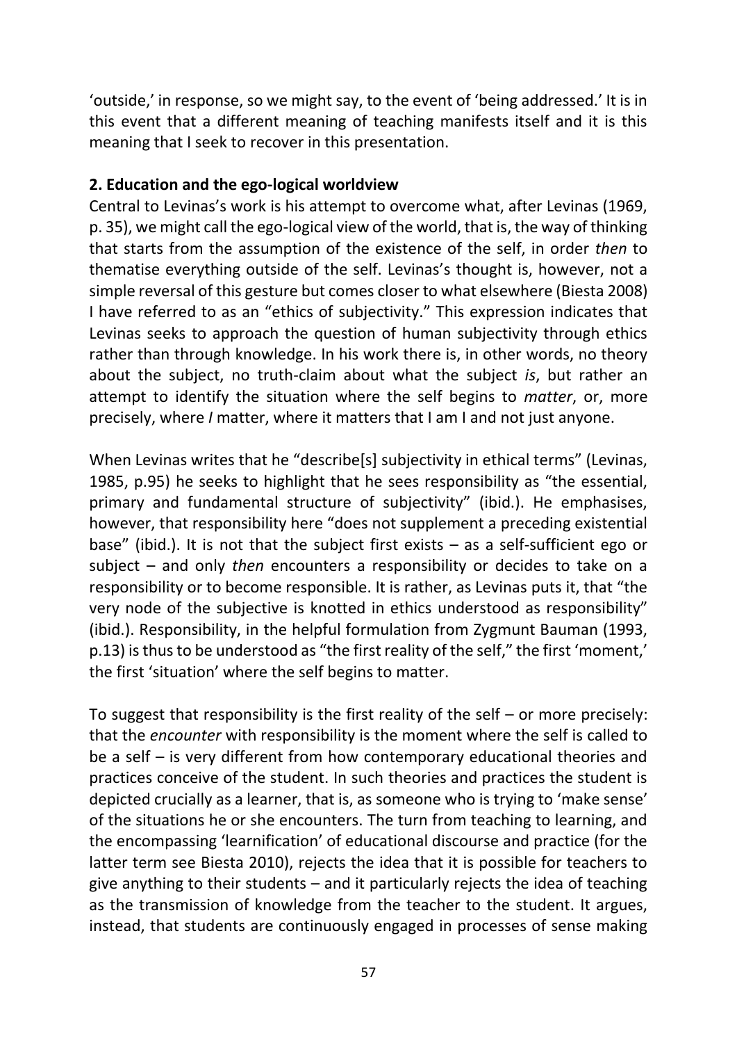'outside,' in response, so we might say, to the event of 'being addressed.' It is in this event that a different meaning of teaching manifests itself and it is this meaning that I seek to recover in this presentation.

## 2. Education and the ego-logical worldview

Central to Levinas's work is his attempt to overcome what, after Levinas (1969, p. 35), we might call the ego-logical view of the world, that is, the way of thinking that starts from the assumption of the existence of the self, in order *then* to thematise everything outside of the self. Levinas's thought is, however, not a simple reversal of this gesture but comes closer to what elsewhere (Biesta 2008) I have referred to as an "ethics of subjectivity." This expression indicates that Levinas seeks to approach the question of human subjectivity through ethics rather than through knowledge. In his work there is, in other words, no theory about the subject, no truth-claim about what the subject *is*, but rather an attempt to identify the situation where the self begins to *matter*, or, more precisely, where *I* matter, where it matters that I am I and not just anyone.

When Levinas writes that he "describe[s] subjectivity in ethical terms" (Levinas, 1985, p.95) he seeks to highlight that he sees responsibility as "the essential, primary and fundamental structure of subjectivity" (ibid.). He emphasises, however, that responsibility here "does not supplement a preceding existential base" (ibid.). It is not that the subject first exists – as a self-sufficient ego or subject – and only *then* encounters a responsibility or decides to take on a responsibility or to become responsible. It is rather, as Levinas puts it, that "the very node of the subjective is knotted in ethics understood as responsibility" (ibid.). Responsibility, in the helpful formulation from Zygmunt Bauman (1993, p.13) is thus to be understood as "the first reality of the self," the first 'moment,' the first 'situation' where the self begins to matter.

To suggest that responsibility is the first reality of the self – or more precisely: that the *encounter* with responsibility is the moment where the self is called to be a self – is very different from how contemporary educational theories and practices conceive of the student. In such theories and practices the student is depicted crucially as a learner, that is, as someone who is trying to 'make sense' of the situations he or she encounters. The turn from teaching to learning, and the encompassing 'learnification' of educational discourse and practice (for the latter term see Biesta 2010), rejects the idea that it is possible for teachers to give anything to their students – and it particularly rejects the idea of teaching as the transmission of knowledge from the teacher to the student. It argues, instead, that students are continuously engaged in processes of sense making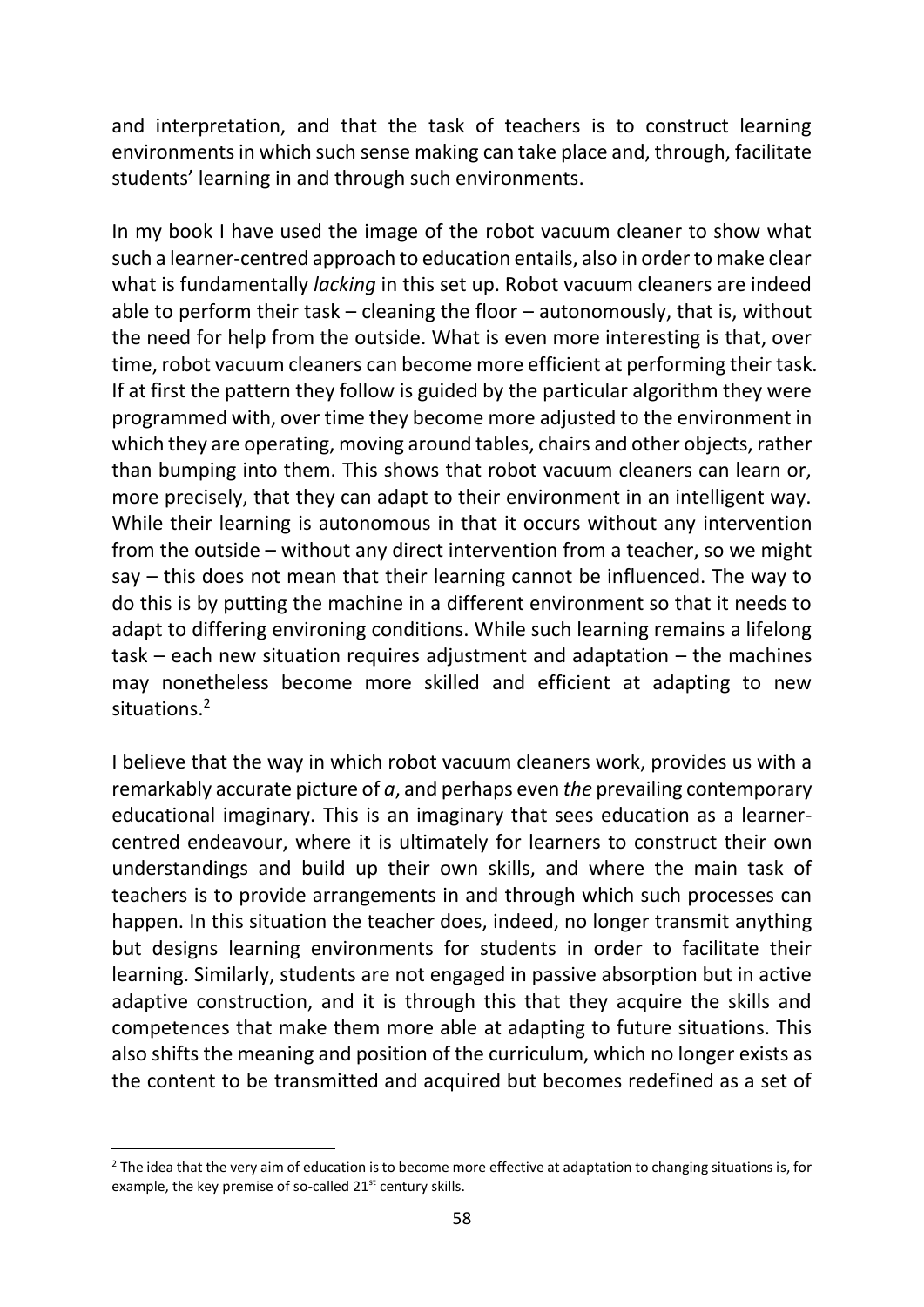and interpretation, and that the task of teachers is to construct learning environments in which such sense making can take place and, through, facilitate students' learning in and through such environments.

In my book I have used the image of the robot vacuum cleaner to show what such a learner-centred approach to education entails, also in order to make clear what is fundamentally *lacking* in this set up. Robot vacuum cleaners are indeed able to perform their task – cleaning the floor – autonomously, that is, without the need for help from the outside. What is even more interesting is that, over time, robot vacuum cleaners can become more efficient at performing their task. If at first the pattern they follow is guided by the particular algorithm they were programmed with, over time they become more adjusted to the environment in which they are operating, moving around tables, chairs and other objects, rather than bumping into them. This shows that robot vacuum cleaners can learn or, more precisely, that they can adapt to their environment in an intelligent way. While their learning is autonomous in that it occurs without any intervention from the outside – without any direct intervention from a teacher, so we might say – this does not mean that their learning cannot be influenced. The way to do this is by putting the machine in a different environment so that it needs to adapt to differing environing conditions. While such learning remains a lifelong task – each new situation requires adjustment and adaptation – the machines may nonetheless become more skilled and efficient at adapting to new situations.[2]

I believe that the way in which robot vacuum cleaners work, provides us with a remarkably accurate picture of *a*, and perhaps even *the* prevailing contemporary educational imaginary. This is an imaginary that sees education as a learner-centred endeavour, where it is ultimately for learners to construct their own understandings and build up their own skills, and where the main task of teachers is to provide arrangements in and through which such processes can happen. In this situation the teacher does, indeed, no longer transmit anything but designs learning environments for students in order to facilitate their learning. Similarly, students are not engaged in passive absorption but in active adaptive construction, and it is through this that they acquire the skills and competences that make them more able at adapting to future situations. This also shifts the meaning and position of the curriculum, which no longer exists as the content to be transmitted and acquired but becomes redefined as a set of

[2] The idea that the very aim of education is to become more effective at adaptation to changing situations is, for example, the key premise of so-called 21st century skills.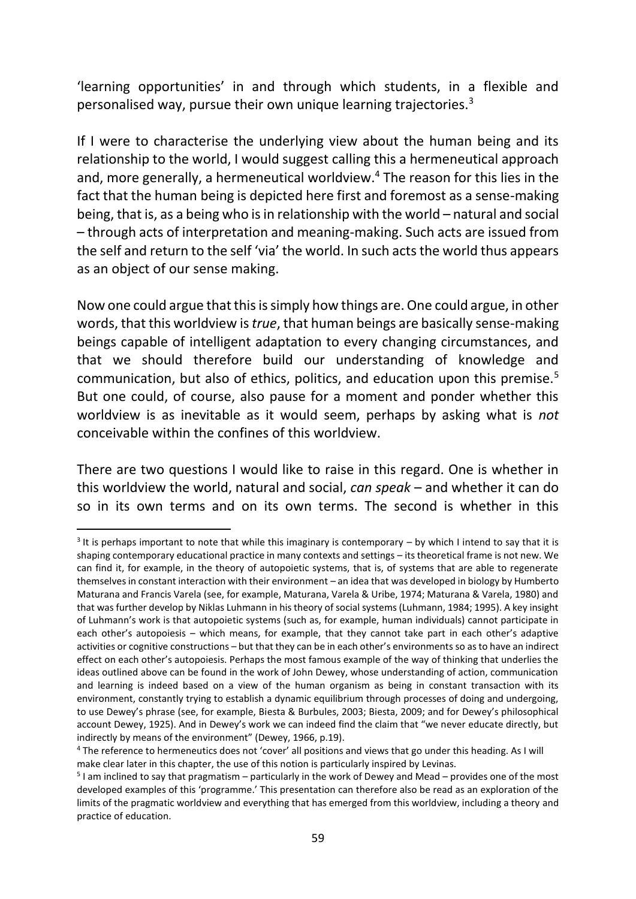'learning opportunities' in and through which students, in a flexible and personalised way, pursue their own unique learning trajectories.[3]

If I were to characterise the underlying view about the human being and its relationship to the world, I would suggest calling this a hermeneutical approach and, more generally, a hermeneutical worldview.[4] The reason for this lies in the fact that the human being is depicted here first and foremost as a sense-making being, that is, as a being who is in relationship with the world – natural and social – through acts of interpretation and meaning-making. Such acts are issued from the self and return to the self 'via' the world. In such acts the world thus appears as an object of our sense making.

Now one could argue that this is simply how things are. One could argue, in other words, that this worldview is *true*, that human beings are basically sense-making beings capable of intelligent adaptation to every changing circumstances, and that we should therefore build our understanding of knowledge and communication, but also of ethics, politics, and education upon this premise.[5] But one could, of course, also pause for a moment and ponder whether this worldview is as inevitable as it would seem, perhaps by asking what is *not* conceivable within the confines of this worldview.

There are two questions I would like to raise in this regard. One is whether in this worldview the world, natural and social, *can speak* – and whether it can do so in its own terms and on its own terms. The second is whether in this

---

[3] It is perhaps important to note that while this imaginary is contemporary – by which I intend to say that it is shaping contemporary educational practice in many contexts and settings – its theoretical frame is not new. We can find it, for example, in the theory of autopoietic systems, that is, of systems that are able to regenerate themselves in constant interaction with their environment – an idea that was developed in biology by Humberto Maturana and Francis Varela (see, for example, Maturana, Varela & Uribe, 1974; Maturana & Varela, 1980) and that was further develop by Niklas Luhmann in his theory of social systems (Luhmann, 1984; 1995). A key insight of Luhmann's work is that autopoietic systems (such as, for example, human individuals) cannot participate in each other's autopoiesis – which means, for example, that they cannot take part in each other's adaptive activities or cognitive constructions – but that they can be in each other's environments so as to have an indirect effect on each other's autopoiesis. Perhaps the most famous example of the way of thinking that underlies the ideas outlined above can be found in the work of John Dewey, whose understanding of action, communication and learning is indeed based on a view of the human organism as being in constant transaction with its environment, constantly trying to establish a dynamic equilibrium through processes of doing and undergoing, to use Dewey's phrase (see, for example, Biesta & Burbules, 2003; Biesta, 2009; and for Dewey's philosophical account Dewey, 1925). And in Dewey's work we can indeed find the claim that "we never educate directly, but indirectly by means of the environment" (Dewey, 1966, p.19).

[4] The reference to hermeneutics does not 'cover' all positions and views that go under this heading. As I will make clear later in this chapter, the use of this notion is particularly inspired by Levinas.

[5] I am inclined to say that pragmatism – particularly in the work of Dewey and Mead – provides one of the most developed examples of this 'programme.' This presentation can therefore also be read as an exploration of the limits of the pragmatic worldview and everything that has emerged from this worldview, including a theory and practice of education.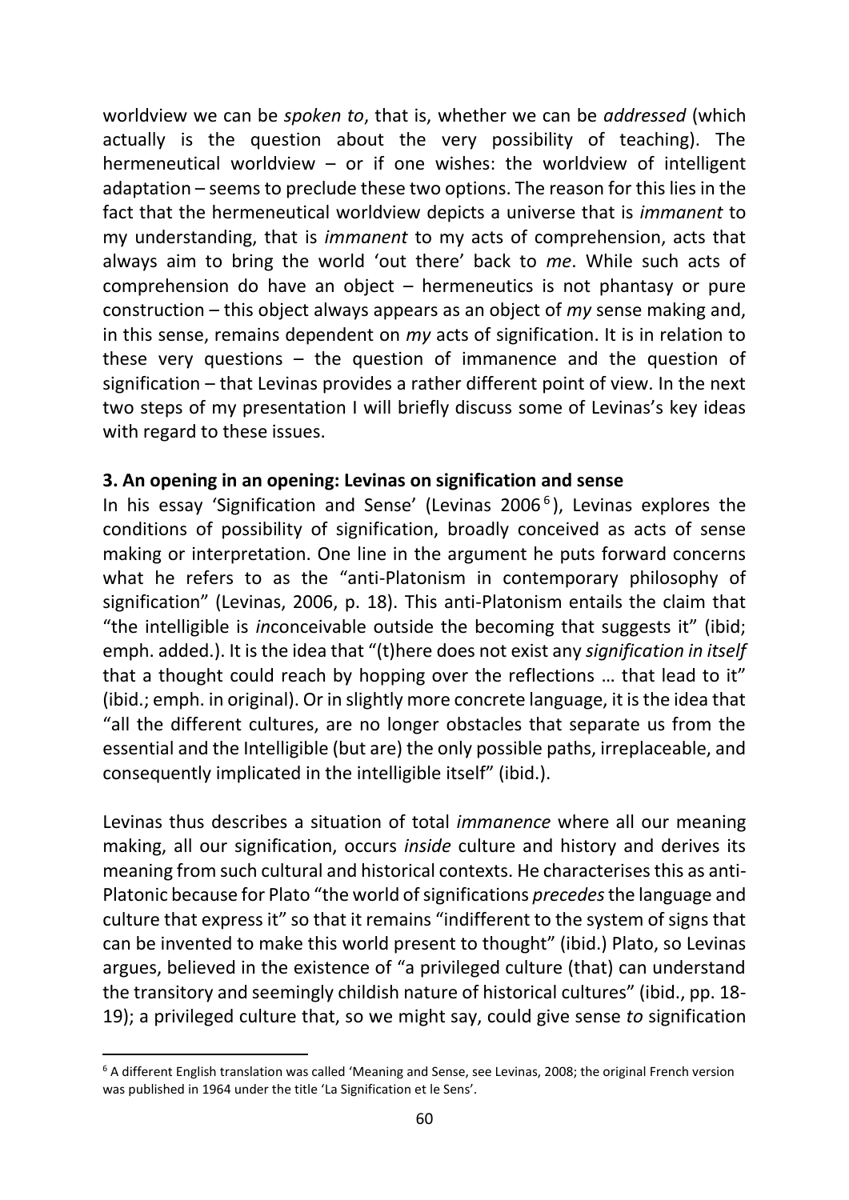worldview we can be *spoken to*, that is, whether we can be *addressed* (which actually is the question about the very possibility of teaching). The hermeneutical worldview – or if one wishes: the worldview of intelligent adaptation – seems to preclude these two options. The reason for this lies in the fact that the hermeneutical worldview depicts a universe that is *immanent* to my understanding, that is *immanent* to my acts of comprehension, acts that always aim to bring the world 'out there' back to *me*. While such acts of comprehension do have an object – hermeneutics is not phantasy or pure construction – this object always appears as an object of *my* sense making and, in this sense, remains dependent on *my* acts of signification. It is in relation to these very questions – the question of immanence and the question of signification – that Levinas provides a rather different point of view. In the next two steps of my presentation I will briefly discuss some of Levinas's key ideas with regard to these issues.

### 3. An opening in an opening: Levinas on signification and sense

In his essay 'Signification and Sense' (Levinas 2006[6]), Levinas explores the conditions of possibility of signification, broadly conceived as acts of sense making or interpretation. One line in the argument he puts forward concerns what he refers to as the "anti-Platonism in contemporary philosophy of signification" (Levinas, 2006, p. 18). This anti-Platonism entails the claim that "the intelligible is *in*conceivable outside the becoming that suggests it" (ibid; emph. added.). It is the idea that "(t)here does not exist any *signification in itself* that a thought could reach by hopping over the reflections … that lead to it" (ibid.; emph. in original). Or in slightly more concrete language, it is the idea that "all the different cultures, are no longer obstacles that separate us from the essential and the Intelligible (but are) the only possible paths, irreplaceable, and consequently implicated in the intelligible itself" (ibid.).

Levinas thus describes a situation of total *immanence* where all our meaning making, all our signification, occurs *inside* culture and history and derives its meaning from such cultural and historical contexts. He characterises this as anti-Platonic because for Plato "the world of significations *precedes* the language and culture that express it" so that it remains "indifferent to the system of signs that can be invented to make this world present to thought" (ibid.) Plato, so Levinas argues, believed in the existence of "a privileged culture (that) can understand the transitory and seemingly childish nature of historical cultures" (ibid., pp. 18-19); a privileged culture that, so we might say, could give sense *to* signification

[6] A different English translation was called 'Meaning and Sense, see Levinas, 2008; the original French version was published in 1964 under the title 'La Signification et le Sens'.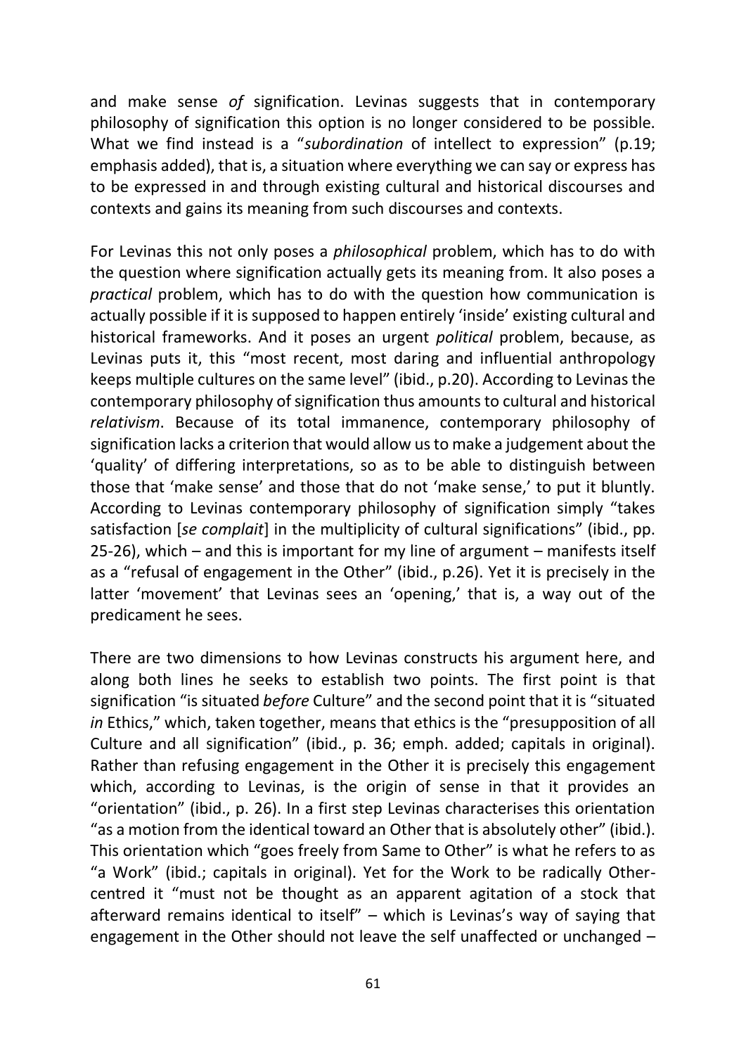and make sense *of* signification. Levinas suggests that in contemporary philosophy of signification this option is no longer considered to be possible. What we find instead is a "*subordination* of intellect to expression" (p.19; emphasis added), that is, a situation where everything we can say or express has to be expressed in and through existing cultural and historical discourses and contexts and gains its meaning from such discourses and contexts.

For Levinas this not only poses a *philosophical* problem, which has to do with the question where signification actually gets its meaning from. It also poses a *practical* problem, which has to do with the question how communication is actually possible if it is supposed to happen entirely 'inside' existing cultural and historical frameworks. And it poses an urgent *political* problem, because, as Levinas puts it, this "most recent, most daring and influential anthropology keeps multiple cultures on the same level" (ibid., p.20). According to Levinas the contemporary philosophy of signification thus amounts to cultural and historical *relativism*. Because of its total immanence, contemporary philosophy of signification lacks a criterion that would allow us to make a judgement about the 'quality' of differing interpretations, so as to be able to distinguish between those that 'make sense' and those that do not 'make sense,' to put it bluntly. According to Levinas contemporary philosophy of signification simply "takes satisfaction [*se complait*] in the multiplicity of cultural significations" (ibid., pp. 25-26), which – and this is important for my line of argument – manifests itself as a "refusal of engagement in the Other" (ibid., p.26). Yet it is precisely in the latter 'movement' that Levinas sees an 'opening,' that is, a way out of the predicament he sees.

There are two dimensions to how Levinas constructs his argument here, and along both lines he seeks to establish two points. The first point is that signification "is situated *before* Culture" and the second point that it is "situated *in* Ethics," which, taken together, means that ethics is the "presupposition of all Culture and all signification" (ibid., p. 36; emph. added; capitals in original). Rather than refusing engagement in the Other it is precisely this engagement which, according to Levinas, is the origin of sense in that it provides an "orientation" (ibid., p. 26). In a first step Levinas characterises this orientation "as a motion from the identical toward an Other that is absolutely other" (ibid.). This orientation which "goes freely from Same to Other" is what he refers to as "a Work" (ibid.; capitals in original). Yet for the Work to be radically Other-centred it "must not be thought as an apparent agitation of a stock that afterward remains identical to itself" – which is Levinas's way of saying that engagement in the Other should not leave the self unaffected or unchanged –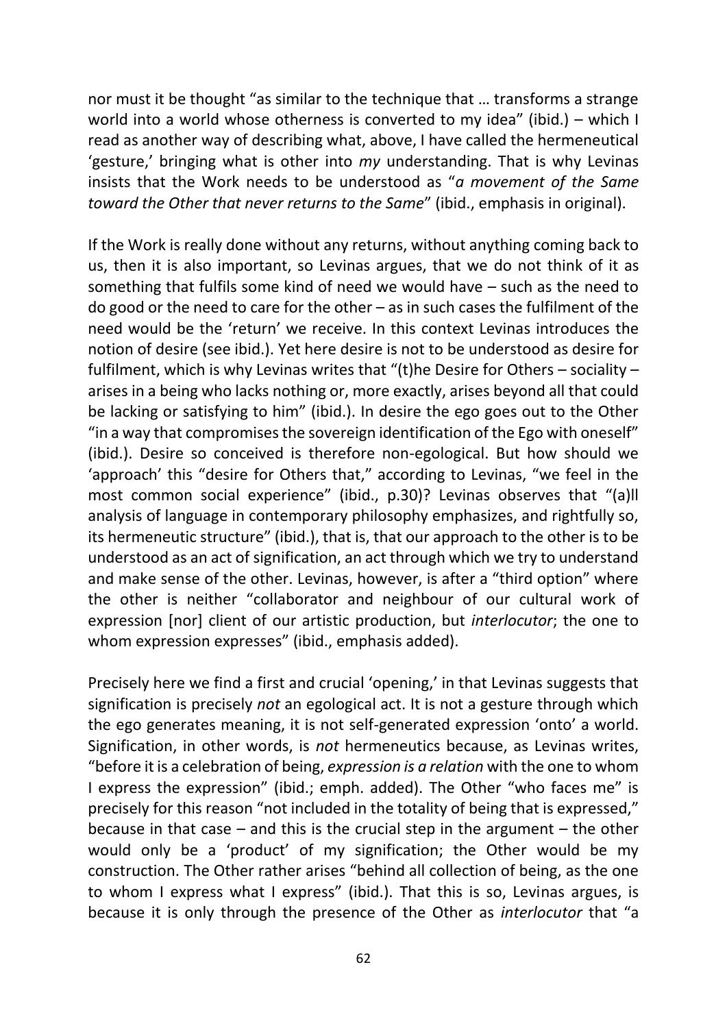nor must it be thought "as similar to the technique that … transforms a strange world into a world whose otherness is converted to my idea" (ibid.) – which I read as another way of describing what, above, I have called the hermeneutical 'gesture,' bringing what is other into *my* understanding. That is why Levinas insists that the Work needs to be understood as "*a movement of the Same toward the Other that never returns to the Same*" (ibid., emphasis in original).

If the Work is really done without any returns, without anything coming back to us, then it is also important, so Levinas argues, that we do not think of it as something that fulfils some kind of need we would have – such as the need to do good or the need to care for the other – as in such cases the fulfilment of the need would be the 'return' we receive. In this context Levinas introduces the notion of desire (see ibid.). Yet here desire is not to be understood as desire for fulfilment, which is why Levinas writes that "(t)he Desire for Others – sociality – arises in a being who lacks nothing or, more exactly, arises beyond all that could be lacking or satisfying to him" (ibid.). In desire the ego goes out to the Other "in a way that compromises the sovereign identification of the Ego with oneself" (ibid.). Desire so conceived is therefore non-egological. But how should we 'approach' this "desire for Others that," according to Levinas, "we feel in the most common social experience" (ibid., p.30)? Levinas observes that "(a)ll analysis of language in contemporary philosophy emphasizes, and rightfully so, its hermeneutic structure" (ibid.), that is, that our approach to the other is to be understood as an act of signification, an act through which we try to understand and make sense of the other. Levinas, however, is after a "third option" where the other is neither "collaborator and neighbour of our cultural work of expression [nor] client of our artistic production, but *interlocutor*; the one to whom expression expresses" (ibid., emphasis added).

Precisely here we find a first and crucial 'opening,' in that Levinas suggests that signification is precisely *not* an egological act. It is not a gesture through which the ego generates meaning, it is not self-generated expression 'onto' a world. Signification, in other words, is *not* hermeneutics because, as Levinas writes, "before it is a celebration of being, *expression is a relation* with the one to whom I express the expression" (ibid.; emph. added). The Other "who faces me" is precisely for this reason "not included in the totality of being that is expressed," because in that case – and this is the crucial step in the argument – the other would only be a 'product' of my signification; the Other would be my construction. The Other rather arises "behind all collection of being, as the one to whom I express what I express" (ibid.). That this is so, Levinas argues, is because it is only through the presence of the Other as *interlocutor* that "a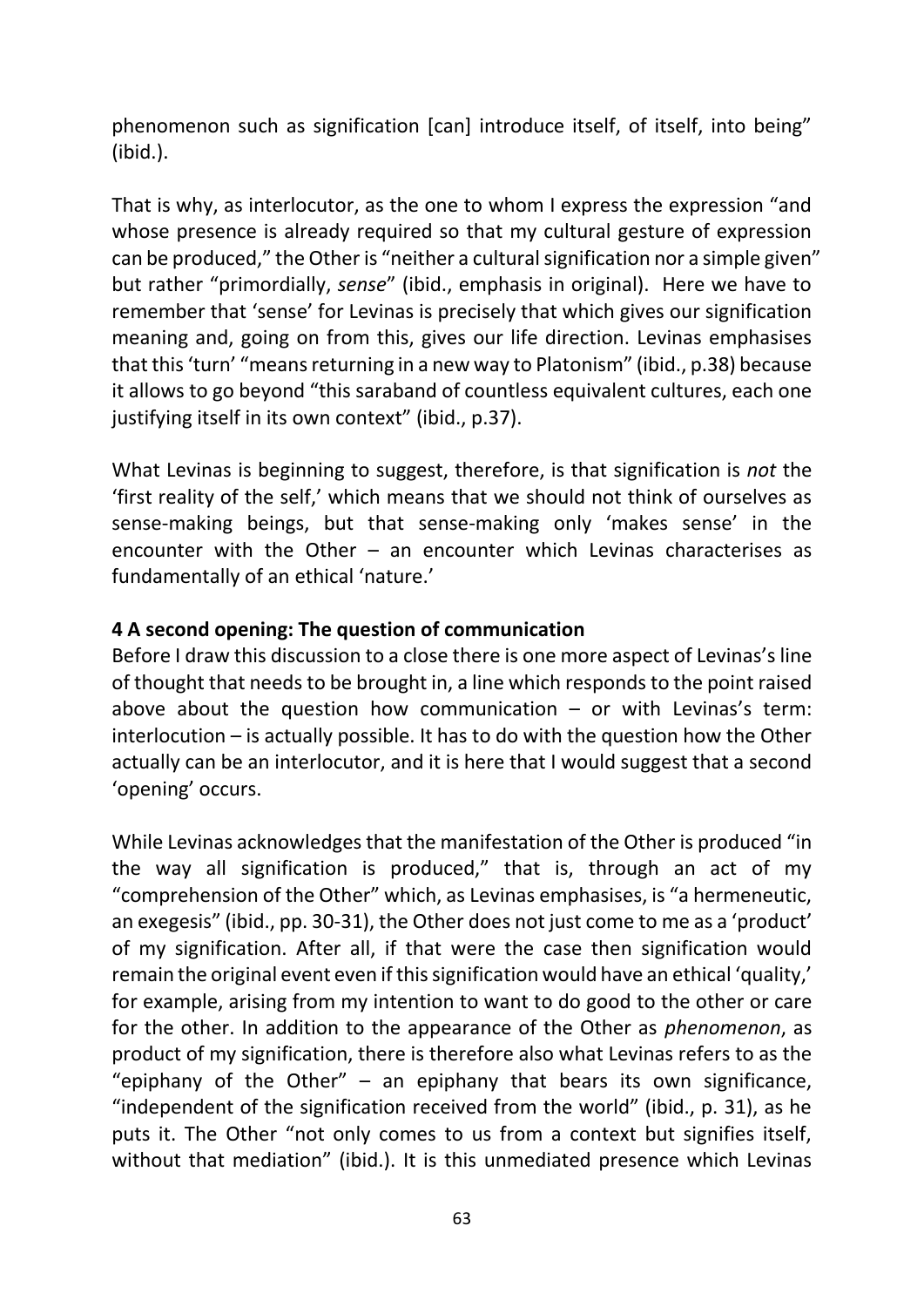phenomenon such as signification [can] introduce itself, of itself, into being" (ibid.).

That is why, as interlocutor, as the one to whom I express the expression "and whose presence is already required so that my cultural gesture of expression can be produced," the Other is "neither a cultural signification nor a simple given" but rather "primordially, *sense*" (ibid., emphasis in original). Here we have to remember that 'sense' for Levinas is precisely that which gives our signification meaning and, going on from this, gives our life direction. Levinas emphasises that this 'turn' "means returning in a new way to Platonism" (ibid., p.38) because it allows to go beyond "this saraband of countless equivalent cultures, each one justifying itself in its own context" (ibid., p.37).

What Levinas is beginning to suggest, therefore, is that signification is *not* the 'first reality of the self,' which means that we should not think of ourselves as sense-making beings, but that sense-making only 'makes sense' in the encounter with the Other – an encounter which Levinas characterises as fundamentally of an ethical 'nature.'

**4 A second opening: The question of communication**

Before I draw this discussion to a close there is one more aspect of Levinas's line of thought that needs to be brought in, a line which responds to the point raised above about the question how communication – or with Levinas's term: interlocution – is actually possible. It has to do with the question how the Other actually can be an interlocutor, and it is here that I would suggest that a second 'opening' occurs.

While Levinas acknowledges that the manifestation of the Other is produced "in the way all signification is produced," that is, through an act of my "comprehension of the Other" which, as Levinas emphasises, is "a hermeneutic, an exegesis" (ibid., pp. 30-31), the Other does not just come to me as a 'product' of my signification. After all, if that were the case then signification would remain the original event even if this signification would have an ethical 'quality,' for example, arising from my intention to want to do good to the other or care for the other. In addition to the appearance of the Other as *phenomenon*, as product of my signification, there is therefore also what Levinas refers to as the "epiphany of the Other" – an epiphany that bears its own significance, "independent of the signification received from the world" (ibid., p. 31), as he puts it. The Other "not only comes to us from a context but signifies itself, without that mediation" (ibid.). It is this unmediated presence which Levinas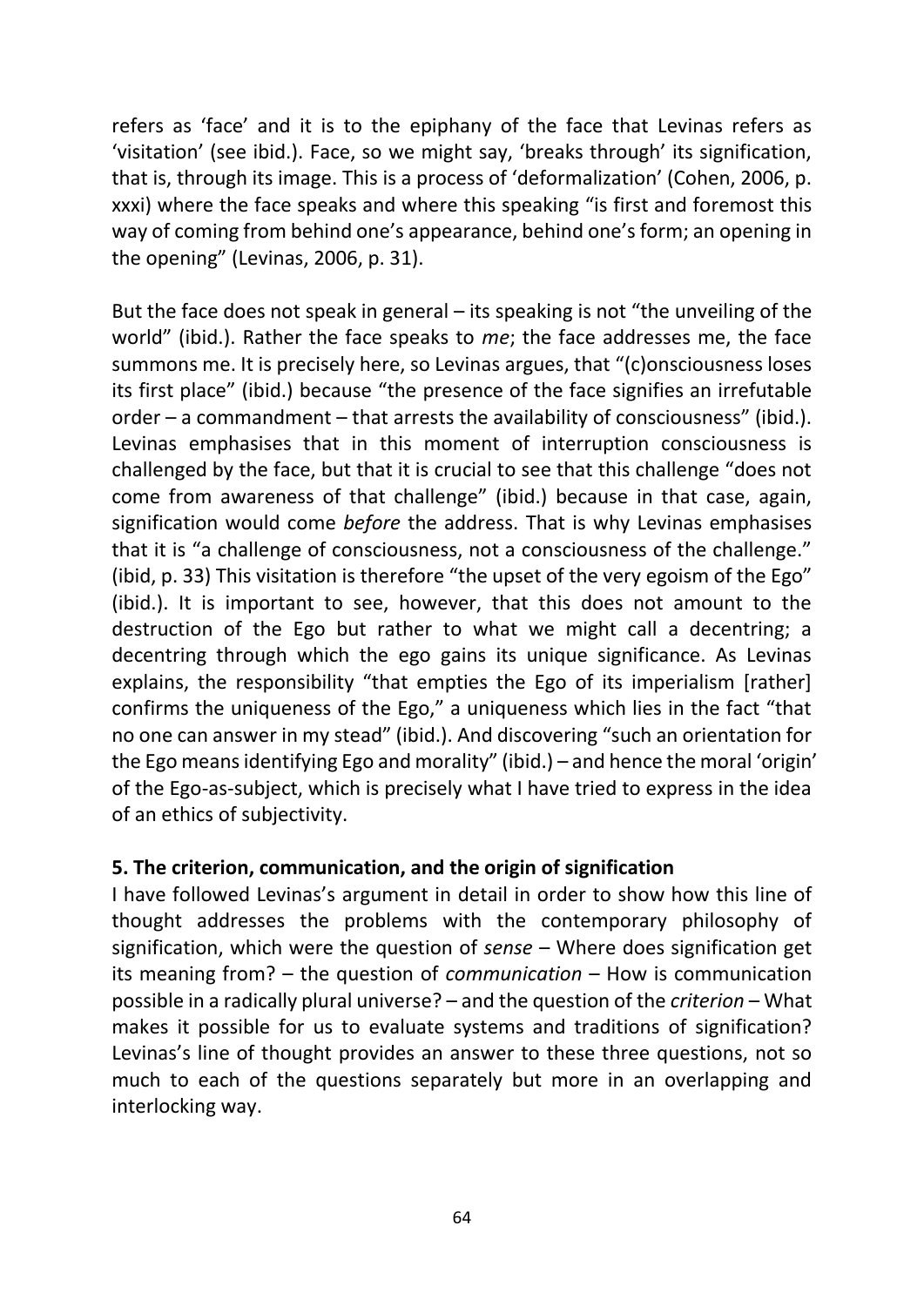refers as 'face' and it is to the epiphany of the face that Levinas refers as 'visitation' (see ibid.). Face, so we might say, 'breaks through' its signification, that is, through its image. This is a process of 'deformalization' (Cohen, 2006, p. xxxi) where the face speaks and where this speaking "is first and foremost this way of coming from behind one's appearance, behind one's form; an opening in the opening" (Levinas, 2006, p. 31).

But the face does not speak in general – its speaking is not "the unveiling of the world" (ibid.). Rather the face speaks to *me*; the face addresses me, the face summons me. It is precisely here, so Levinas argues, that "(c)onsciousness loses its first place" (ibid.) because "the presence of the face signifies an irrefutable order – a commandment – that arrests the availability of consciousness" (ibid.). Levinas emphasises that in this moment of interruption consciousness is challenged by the face, but that it is crucial to see that this challenge "does not come from awareness of that challenge" (ibid.) because in that case, again, signification would come *before* the address. That is why Levinas emphasises that it is "a challenge of consciousness, not a consciousness of the challenge." (ibid, p. 33) This visitation is therefore "the upset of the very egoism of the Ego" (ibid.). It is important to see, however, that this does not amount to the destruction of the Ego but rather to what we might call a decentring; a decentring through which the ego gains its unique significance. As Levinas explains, the responsibility "that empties the Ego of its imperialism [rather] confirms the uniqueness of the Ego," a uniqueness which lies in the fact "that no one can answer in my stead" (ibid.). And discovering "such an orientation for the Ego means identifying Ego and morality" (ibid.) – and hence the moral 'origin' of the Ego-as-subject, which is precisely what I have tried to express in the idea of an ethics of subjectivity.

## 5. The criterion, communication, and the origin of signification

I have followed Levinas's argument in detail in order to show how this line of thought addresses the problems with the contemporary philosophy of signification, which were the question of *sense* – Where does signification get its meaning from? – the question of *communication* – How is communication possible in a radically plural universe? – and the question of the *criterion* – What makes it possible for us to evaluate systems and traditions of signification? Levinas's line of thought provides an answer to these three questions, not so much to each of the questions separately but more in an overlapping and interlocking way.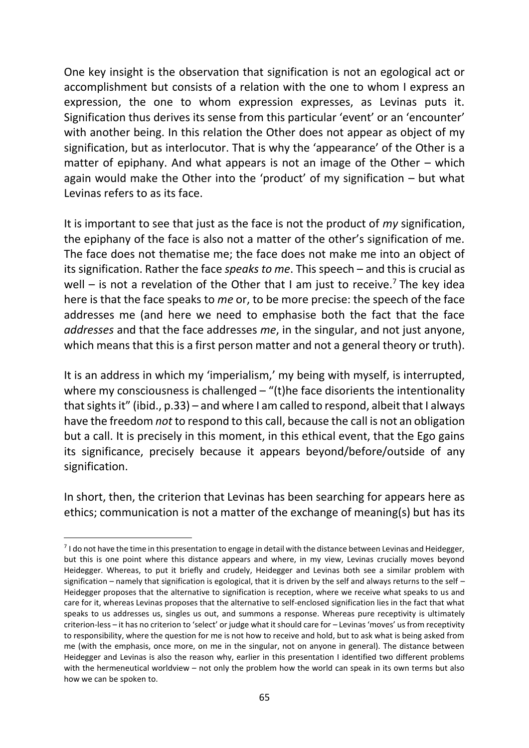One key insight is the observation that signification is not an egological act or accomplishment but consists of a relation with the one to whom I express an expression, the one to whom expression expresses, as Levinas puts it. Signification thus derives its sense from this particular 'event' or an 'encounter' with another being. In this relation the Other does not appear as object of my signification, but as interlocutor. That is why the 'appearance' of the Other is a matter of epiphany. And what appears is not an image of the Other – which again would make the Other into the 'product' of my signification – but what Levinas refers to as its face.

It is important to see that just as the face is not the product of *my* signification, the epiphany of the face is also not a matter of the other's signification of me. The face does not thematise me; the face does not make me into an object of its signification. Rather the face *speaks to me*. This speech – and this is crucial as well – is not a revelation of the Other that I am just to receive.[7] The key idea here is that the face speaks to *me* or, to be more precise: the speech of the face addresses me (and here we need to emphasise both the fact that the face *addresses* and that the face addresses *me*, in the singular, and not just anyone, which means that this is a first person matter and not a general theory or truth).

It is an address in which my 'imperialism,' my being with myself, is interrupted, where my consciousness is challenged – "(t)he face disorients the intentionality that sights it" (ibid., p.33) – and where I am called to respond, albeit that I always have the freedom *not* to respond to this call, because the call is not an obligation but a call. It is precisely in this moment, in this ethical event, that the Ego gains its significance, precisely because it appears beyond/before/outside of any signification.

In short, then, the criterion that Levinas has been searching for appears here as ethics; communication is not a matter of the exchange of meaning(s) but has its

---

[7] I do not have the time in this presentation to engage in detail with the distance between Levinas and Heidegger, but this is one point where this distance appears and where, in my view, Levinas crucially moves beyond Heidegger. Whereas, to put it briefly and crudely, Heidegger and Levinas both see a similar problem with signification – namely that signification is egological, that it is driven by the self and always returns to the self – Heidegger proposes that the alternative to signification is reception, where we receive what speaks to us and care for it, whereas Levinas proposes that the alternative to self-enclosed signification lies in the fact that what speaks to us addresses us, singles us out, and summons a response. Whereas pure receptivity is ultimately criterion-less – it has no criterion to 'select' or judge what it should care for – Levinas 'moves' us from receptivity to responsibility, where the question for me is not how to receive and hold, but to ask what is being asked from me (with the emphasis, once more, on me in the singular, not on anyone in general). The distance between Heidegger and Levinas is also the reason why, earlier in this presentation I identified two different problems with the hermeneutical worldview – not only the problem how the world can speak in its own terms but also how we can be spoken to.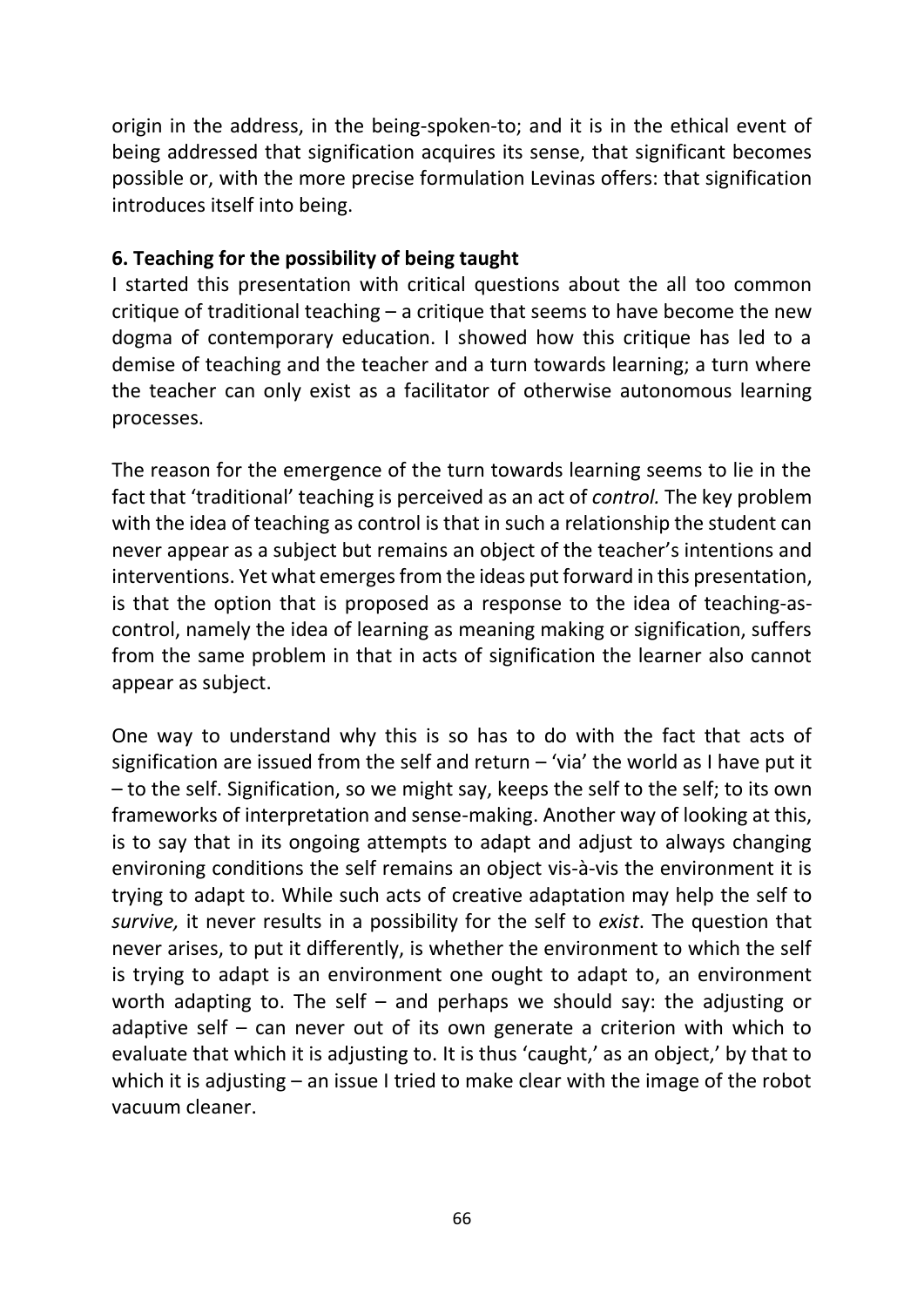origin in the address, in the being-spoken-to; and it is in the ethical event of being addressed that signification acquires its sense, that significant becomes possible or, with the more precise formulation Levinas offers: that signification introduces itself into being.

### 6. Teaching for the possibility of being taught

I started this presentation with critical questions about the all too common critique of traditional teaching – a critique that seems to have become the new dogma of contemporary education. I showed how this critique has led to a demise of teaching and the teacher and a turn towards learning; a turn where the teacher can only exist as a facilitator of otherwise autonomous learning processes.

The reason for the emergence of the turn towards learning seems to lie in the fact that 'traditional' teaching is perceived as an act of *control.* The key problem with the idea of teaching as control is that in such a relationship the student can never appear as a subject but remains an object of the teacher's intentions and interventions. Yet what emerges from the ideas put forward in this presentation, is that the option that is proposed as a response to the idea of teaching-as-control, namely the idea of learning as meaning making or signification, suffers from the same problem in that in acts of signification the learner also cannot appear as subject.

One way to understand why this is so has to do with the fact that acts of signification are issued from the self and return – 'via' the world as I have put it – to the self. Signification, so we might say, keeps the self to the self; to its own frameworks of interpretation and sense-making. Another way of looking at this, is to say that in its ongoing attempts to adapt and adjust to always changing environing conditions the self remains an object vis-à-vis the environment it is trying to adapt to. While such acts of creative adaptation may help the self to *survive,* it never results in a possibility for the self to *exist*. The question that never arises, to put it differently, is whether the environment to which the self is trying to adapt is an environment one ought to adapt to, an environment worth adapting to. The self – and perhaps we should say: the adjusting or adaptive self – can never out of its own generate a criterion with which to evaluate that which it is adjusting to. It is thus 'caught,' as an object,' by that to which it is adjusting – an issue I tried to make clear with the image of the robot vacuum cleaner.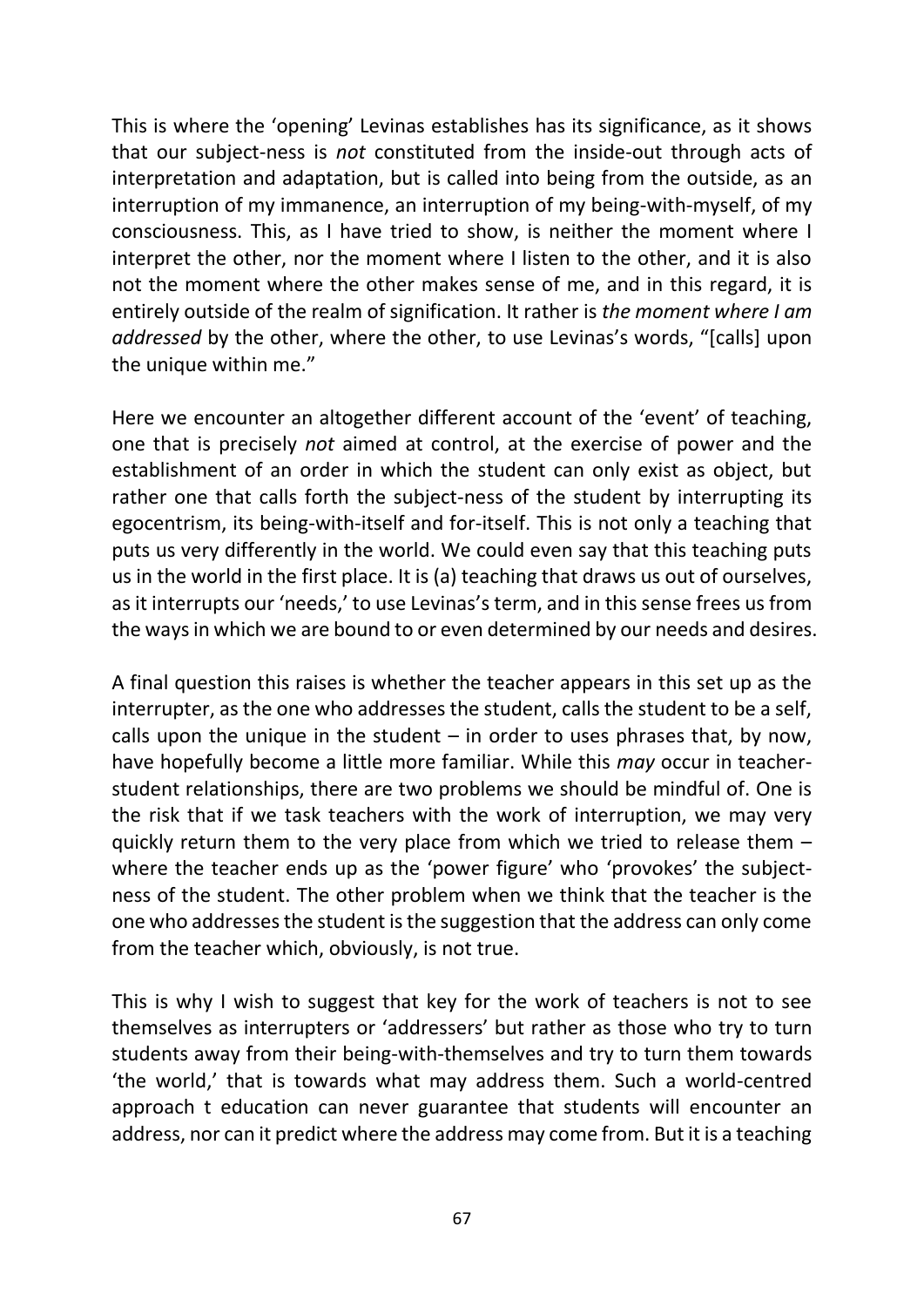This is where the 'opening' Levinas establishes has its significance, as it shows that our subject-ness is *not* constituted from the inside-out through acts of interpretation and adaptation, but is called into being from the outside, as an interruption of my immanence, an interruption of my being-with-myself, of my consciousness. This, as I have tried to show, is neither the moment where I interpret the other, nor the moment where I listen to the other, and it is also not the moment where the other makes sense of me, and in this regard, it is entirely outside of the realm of signification. It rather is *the moment where I am addressed* by the other, where the other, to use Levinas's words, "[calls] upon the unique within me."

Here we encounter an altogether different account of the 'event' of teaching, one that is precisely *not* aimed at control, at the exercise of power and the establishment of an order in which the student can only exist as object, but rather one that calls forth the subject-ness of the student by interrupting its egocentrism, its being-with-itself and for-itself. This is not only a teaching that puts us very differently in the world. We could even say that this teaching puts us in the world in the first place. It is (a) teaching that draws us out of ourselves, as it interrupts our 'needs,' to use Levinas's term, and in this sense frees us from the ways in which we are bound to or even determined by our needs and desires.

A final question this raises is whether the teacher appears in this set up as the interrupter, as the one who addresses the student, calls the student to be a self, calls upon the unique in the student – in order to uses phrases that, by now, have hopefully become a little more familiar. While this *may* occur in teacher-student relationships, there are two problems we should be mindful of. One is the risk that if we task teachers with the work of interruption, we may very quickly return them to the very place from which we tried to release them – where the teacher ends up as the 'power figure' who 'provokes' the subject-ness of the student. The other problem when we think that the teacher is the one who addresses the student is the suggestion that the address can only come from the teacher which, obviously, is not true.

This is why I wish to suggest that key for the work of teachers is not to see themselves as interrupters or 'addressers' but rather as those who try to turn students away from their being-with-themselves and try to turn them towards 'the world,' that is towards what may address them. Such a world-centred approach t education can never guarantee that students will encounter an address, nor can it predict where the address may come from. But it is a teaching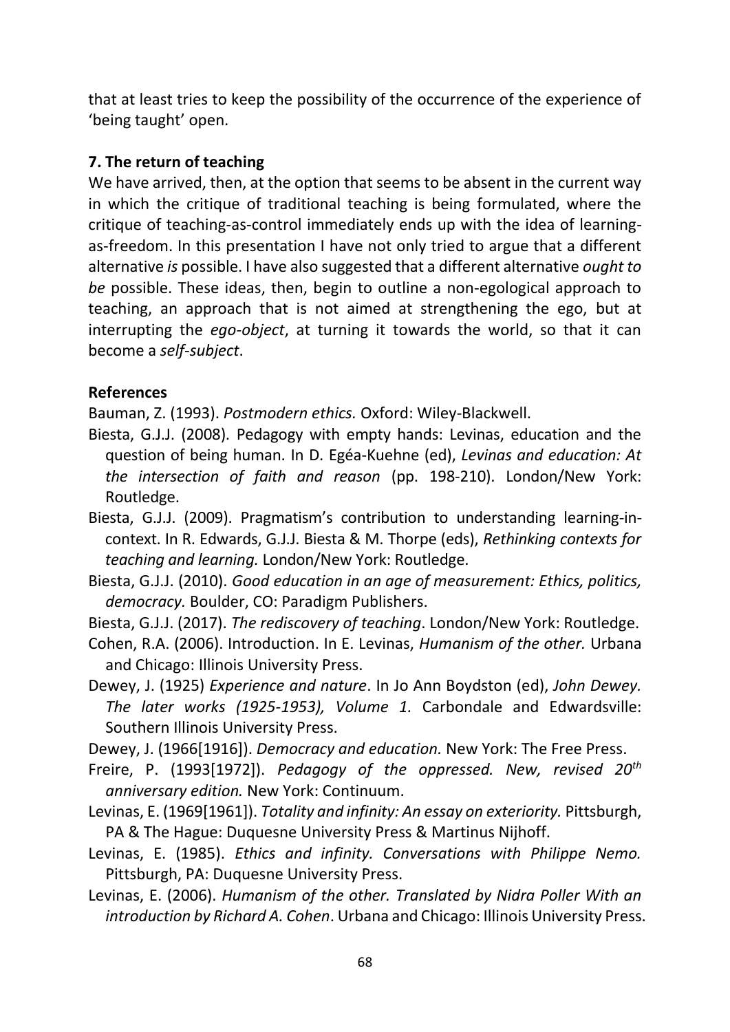that at least tries to keep the possibility of the occurrence of the experience of 'being taught' open.

### 7. The return of teaching

We have arrived, then, at the option that seems to be absent in the current way in which the critique of traditional teaching is being formulated, where the critique of teaching-as-control immediately ends up with the idea of learning-as-freedom. In this presentation I have not only tried to argue that a different alternative *is* possible. I have also suggested that a different alternative *ought to be* possible. These ideas, then, begin to outline a non-egological approach to teaching, an approach that is not aimed at strengthening the ego, but at interrupting the *ego-object*, at turning it towards the world, so that it can become a *self-subject*.

### References

Bauman, Z. (1993). *Postmodern ethics.* Oxford: Wiley-Blackwell.

Biesta, G.J.J. (2008). Pedagogy with empty hands: Levinas, education and the question of being human. In D. Egéa-Kuehne (ed), *Levinas and education: At the intersection of faith and reason* (pp. 198-210). London/New York: Routledge.

Biesta, G.J.J. (2009). Pragmatism's contribution to understanding learning-in-context. In R. Edwards, G.J.J. Biesta & M. Thorpe (eds), *Rethinking contexts for teaching and learning.* London/New York: Routledge.

Biesta, G.J.J. (2010). *Good education in an age of measurement: Ethics, politics, democracy.* Boulder, CO: Paradigm Publishers.

Biesta, G.J.J. (2017). *The rediscovery of teaching*. London/New York: Routledge.

Cohen, R.A. (2006). Introduction. In E. Levinas, *Humanism of the other.* Urbana and Chicago: Illinois University Press.

Dewey, J. (1925) *Experience and nature*. In Jo Ann Boydston (ed), *John Dewey. The later works (1925-1953), Volume 1.* Carbondale and Edwardsville: Southern Illinois University Press.

Dewey, J. (1966[1916]). *Democracy and education.* New York: The Free Press.

Freire, P. (1993[1972]). *Pedagogy of the oppressed. New, revised 20th anniversary edition.* New York: Continuum.

Levinas, E. (1969[1961]). *Totality and infinity: An essay on exteriority.* Pittsburgh, PA & The Hague: Duquesne University Press & Martinus Nijhoff.

Levinas, E. (1985). *Ethics and infinity. Conversations with Philippe Nemo.* Pittsburgh, PA: Duquesne University Press.

Levinas, E. (2006). *Humanism of the other. Translated by Nidra Poller With an introduction by Richard A. Cohen*. Urbana and Chicago: Illinois University Press.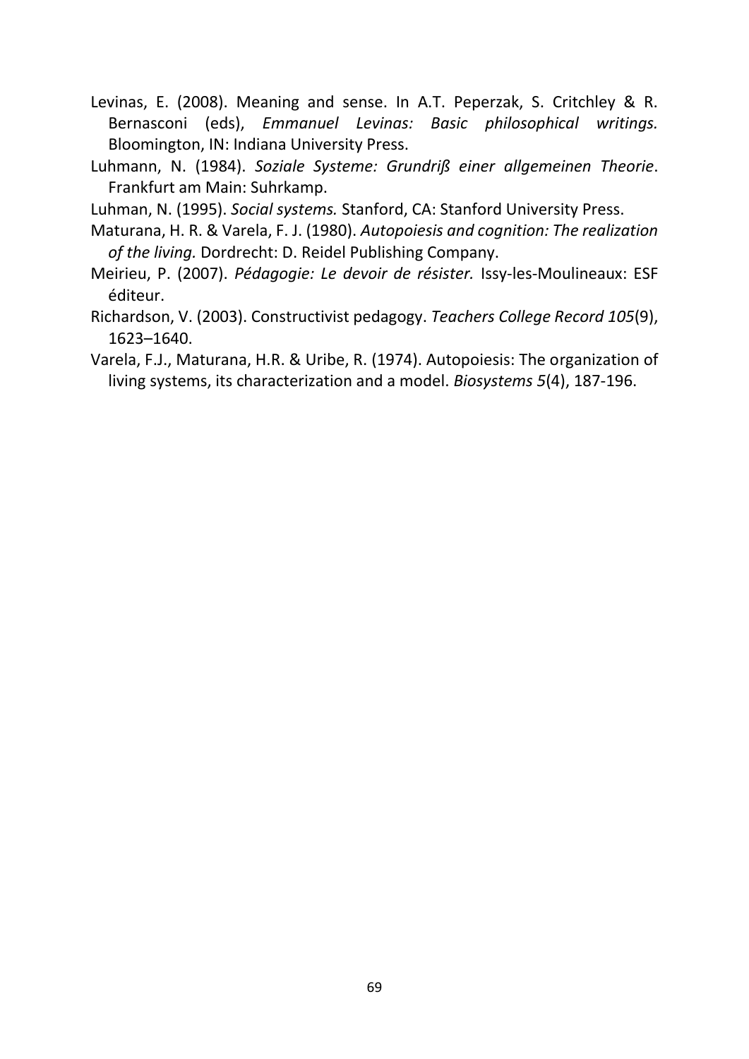Levinas, E. (2008). Meaning and sense. In A.T. Peperzak, S. Critchley & R. Bernasconi (eds), *Emmanuel Levinas: Basic philosophical writings.* Bloomington, IN: Indiana University Press.

Luhmann, N. (1984). *Soziale Systeme: Grundriß einer allgemeinen Theorie*. Frankfurt am Main: Suhrkamp.

Luhman, N. (1995). *Social systems.* Stanford, CA: Stanford University Press.

Maturana, H. R. & Varela, F. J. (1980). *Autopoiesis and cognition: The realization of the living.* Dordrecht: D. Reidel Publishing Company.

Meirieu, P. (2007). *Pédagogie: Le devoir de résister.* Issy-les-Moulineaux: ESF éditeur.

Richardson, V. (2003). Constructivist pedagogy. *Teachers College Record 105*(9), 1623–1640.

Varela, F.J., Maturana, H.R. & Uribe, R. (1974). Autopoiesis: The organization of living systems, its characterization and a model. *Biosystems 5*(4), 187-196.